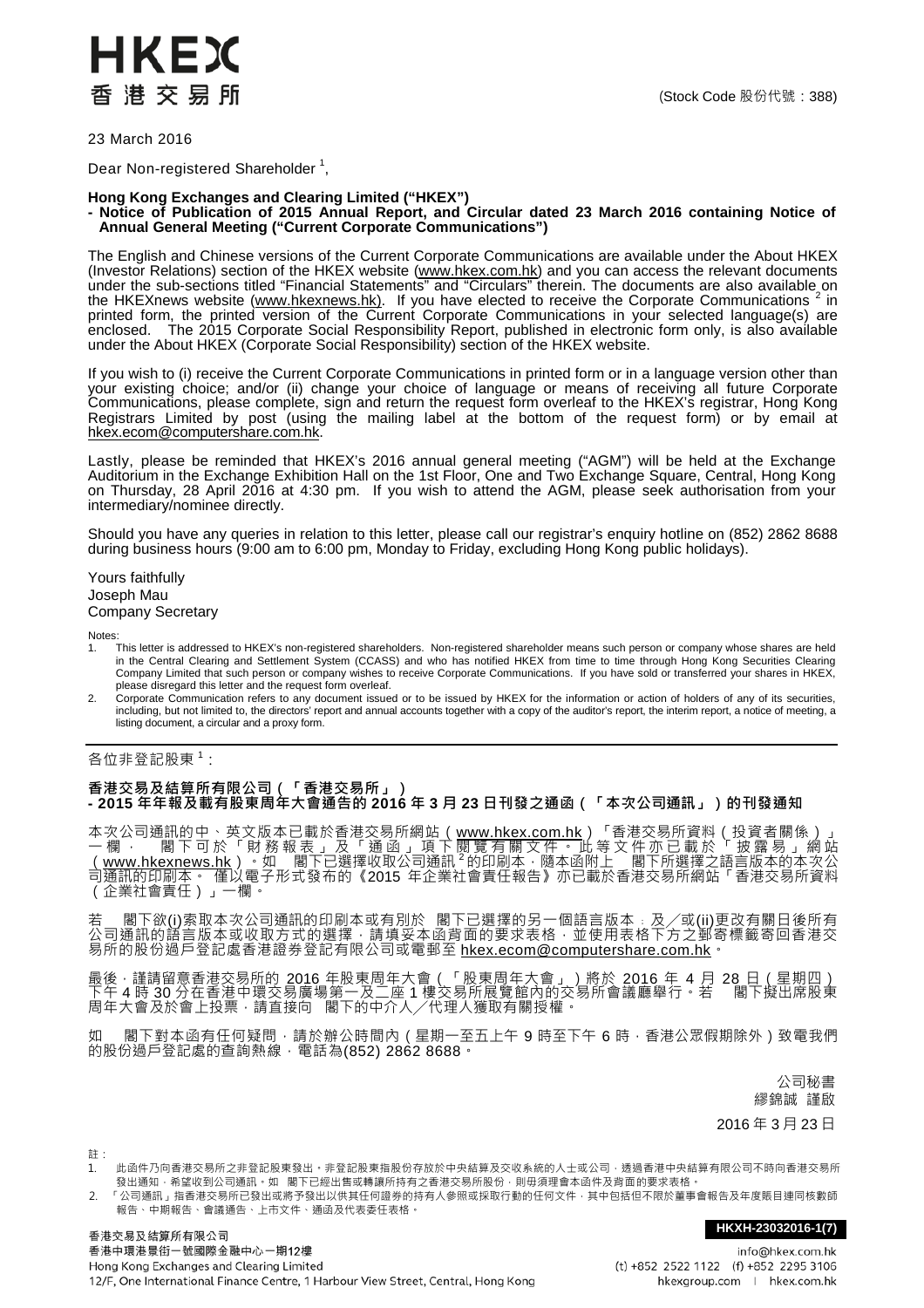HKEX
香 港 交 易 所

(Stock Code 股份代號：388)

23 March 2016

Dear Non-registered Shareholder [1],

**Hong Kong Exchanges and Clearing Limited ("HKEX")**
**- Notice of Publication of 2015 Annual Report, and Circular dated 23 March 2016 containing Notice of Annual General Meeting ("Current Corporate Communications")**

The English and Chinese versions of the Current Corporate Communications are available under the About HKEX (Investor Relations) section of the HKEX website (www.hkex.com.hk) and you can access the relevant documents under the sub-sections titled "Financial Statements" and "Circulars" therein. The documents are also available on the HKEXnews website (www.hkexnews.hk). If you have elected to receive the Corporate Communications [2] in printed form, the printed version of the Current Corporate Communications in your selected language(s) are enclosed. The 2015 Corporate Social Responsibility Report, published in electronic form only, is also available under the About HKEX (Corporate Social Responsibility) section of the HKEX website.

If you wish to (i) receive the Current Corporate Communications in printed form or in a language version other than your existing choice; and/or (ii) change your choice of language or means of receiving all future Corporate Communications, please complete, sign and return the request form overleaf to the HKEX's registrar, Hong Kong Registrars Limited by post (using the mailing label at the bottom of the request form) or by email at hkex.ecom@computershare.com.hk.

Lastly, please be reminded that HKEX's 2016 annual general meeting ("AGM") will be held at the Exchange Auditorium in the Exchange Exhibition Hall on the 1st Floor, One and Two Exchange Square, Central, Hong Kong on Thursday, 28 April 2016 at 4:30 pm. If you wish to attend the AGM, please seek authorisation from your intermediary/nominee directly.

Should you have any queries in relation to this letter, please call our registrar's enquiry hotline on (852) 2862 8688 during business hours (9:00 am to 6:00 pm, Monday to Friday, excluding Hong Kong public holidays).

Yours faithfully
Joseph Mau
Company Secretary

Notes:
1. This letter is addressed to HKEX's non-registered shareholders. Non-registered shareholder means such person or company whose shares are held in the Central Clearing and Settlement System (CCASS) and who has notified HKEX from time to time through Hong Kong Securities Clearing Company Limited that such person or company wishes to receive Corporate Communications. If you have sold or transferred your shares in HKEX, please disregard this letter and the request form overleaf.
2. Corporate Communication refers to any document issued or to be issued by HKEX for the information or action of holders of any of its securities, including, but not limited to, the directors' report and annual accounts together with a copy of the auditor's report, the interim report, a notice of meeting, a listing document, a circular and a proxy form.

---

各位非登記股東 [1]：

**香港交易及結算所有限公司（「香港交易所」）**
**- 2015 年年報及載有股東周年大會通告的 2016 年 3 月 23 日刊發之通函（「本次公司通訊」）的刊發通知**

本次公司通訊的中、英文版本已載於香港交易所網站（www.hkex.com.hk）「香港交易所資料（投資者關係）」一欄， 閣下可於「財務報表」及「通函」項下閱覽有關文件。此等文件亦已載於「披露易」網站（www.hkexnews.hk）。如 閣下已選擇收取公司通訊 [2] 的印刷本，隨本函附上 閣下所選擇之語言版本的本次公司通訊的印刷本。僅以電子形式發布的《2015 年企業社會責任報告》亦已載於香港交易所網站「香港交易所資料（企業社會責任）」一欄。

若 閣下欲(i)索取本次公司通訊的印刷本或有別於 閣下已選擇的另一個語言版本；及／或(ii)更改有關日後所有公司通訊的語言版本或收取方式的選擇，請填妥本函背面的要求表格，並使用表格下方之郵寄標籤寄回香港交易所的股份過戶登記處香港證券登記有限公司或電郵至 hkex.ecom@computershare.com.hk。

最後，謹請留意香港交易所的 2016 年股東周年大會（「股東周年大會」）將於 2016 年 4 月 28 日（星期四）下午 4 時 30 分在香港中環交易廣場第一及二座 1 樓交易所展覽館內的交易所會議廳舉行。若 閣下擬出席股東周年大會及於會上投票，請直接向 閣下的中介人／代理人獲取有關授權。

如 閣下對本函有任何疑問，請於辦公時間內（星期一至五上午 9 時至下午 6 時，香港公眾假期除外）致電我們的股份過戶登記處的查詢熱線，電話為(852) 2862 8688。

公司秘書
繆錦誠 謹啟

2016 年 3 月 23 日

註：
1. 此函件乃向香港交易所之非登記股東發出。非登記股東指股份存放於中央結算及交收系統的人士或公司，透過香港中央結算有限公司不時向香港交易所發出通知，希望收到公司通訊。如 閣下已經出售或轉讓所持有之香港交易所股份，則毋須理會本函件及背面的要求表格。
2. 「公司通訊」指香港交易所已發出或將予發出以供其任何證券的持有人參照或採取行動的任何文件，其中包括但不限於董事會報告及年度賬目連同核數師報告、中期報告、會議通告、上市文件、通函及代表委任表格。

香港交易及結算所有限公司
香港中環港景街一號國際金融中心一期12樓
Hong Kong Exchanges and Clearing Limited
12/F, One International Finance Centre, 1 Harbour View Street, Central, Hong Kong

HKXH-23032016-1(7)

info@hkex.com.hk
(t) +852 2522 1122 (f) +852 2295 3106
hkexgroup.com | hkex.com.hk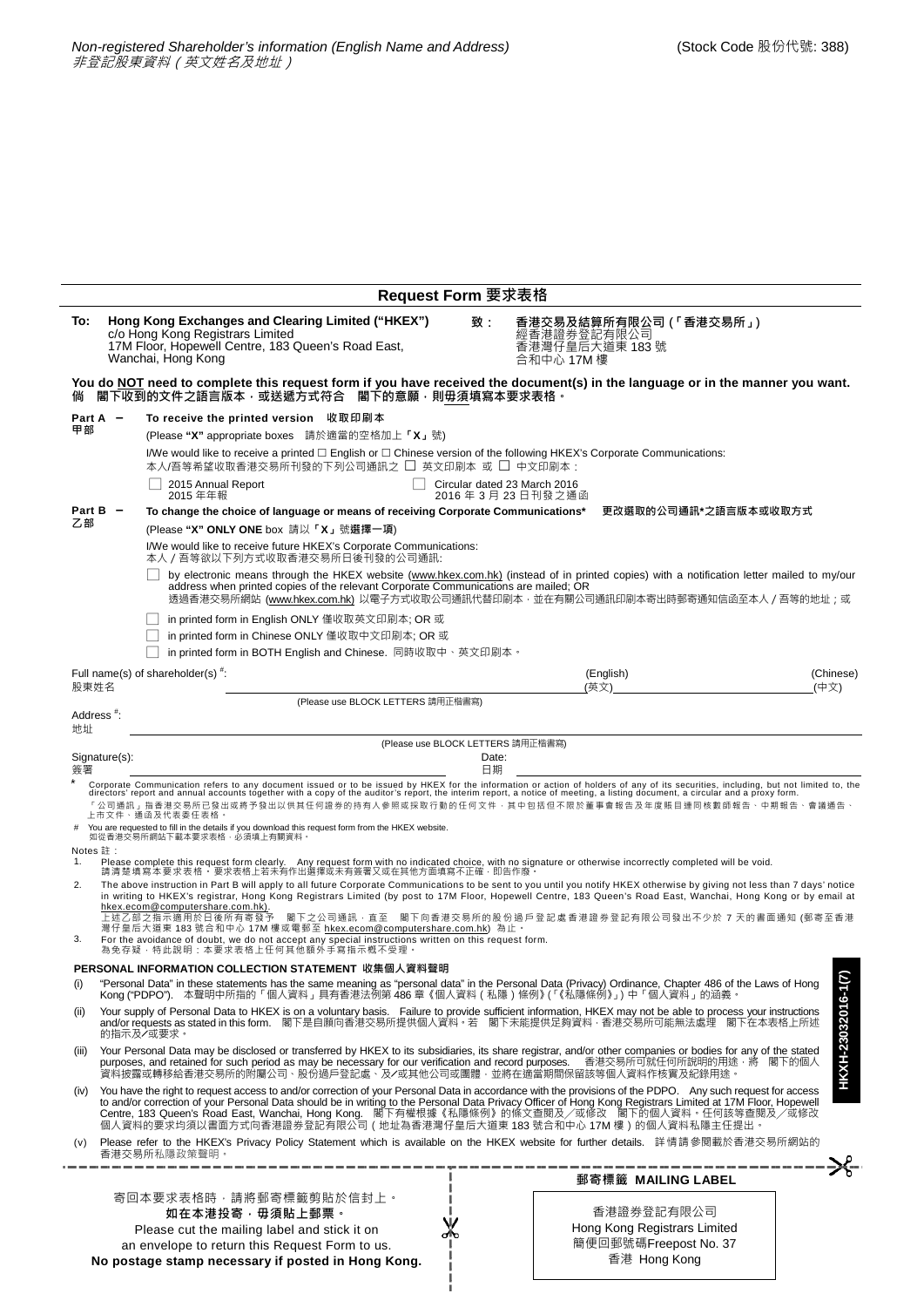*Non-registered Shareholder's information (English Name and Address)*
*非登記股東資料（英文姓名及地址）*

(Stock Code 股份代號: 388)

# Request Form 要求表格

**To: Hong Kong Exchanges and Clearing Limited ("HKEX")**
c/o Hong Kong Registrars Limited
17M Floor, Hopewell Centre, 183 Queen's Road East,
Wanchai, Hong Kong

**致： 香港交易及結算所有限公司（「香港交易所」）**
經香港證券登記有限公司
香港灣仔皇后大道東 183 號
合和中心 17M 樓

**You do NOT need to complete this request form if you have received the document(s) in the language or in the manner you want.**
**倘 閣下收到的文件之語言版本，或送遞方式符合 閣下的意願，則毋須填寫本要求表格。**

**Part A – 甲部 To receive the printed version 收取印刷本**

(Please **"X"** appropriate boxes 請於適當的空格加上「**X**」號)

I/We would like to receive a printed ☐ English or ☐ Chinese version of the following HKEX's Corporate Communications:
本人/吾等希望收取香港交易所刊發的下列公司通訊之 ☐ 英文印刷本 或 ☐ 中文印刷本：

☐ 2015 Annual Report 2015 年年報
☐ Circular dated 23 March 2016 2016 年 3 月 23 日刊發之通函

**Part B – 乙部 To change the choice of language or means of receiving Corporate Communications\* 更改選取的公司通訊\*之語言版本或收取方式**

(Please **"X" ONLY ONE** box 請以「**X**」號**選擇一項**)

I/We would like to receive future HKEX's Corporate Communications:
本人／吾等欲以下列方式收取香港交易所日後刊發的公司通訊:

☐ by electronic means through the HKEX website (www.hkex.com.hk) (instead of in printed copies) with a notification letter mailed to my/our address when printed copies of the relevant Corporate Communications are mailed; OR
透過香港交易所網站 (www.hkex.com.hk) 以電子方式收取公司通訊代替印刷本，並在有關公司通訊印刷本寄出時郵寄通知信函至本人／吾等的地址；或

☐ in printed form in English ONLY 僅收取英文印刷本; OR 或

☐ in printed form in Chinese ONLY 僅收取中文印刷本; OR 或

☐ in printed form in BOTH English and Chinese. 同時收取中、英文印刷本。

Full name(s) of shareholder(s) [#]: 股東姓名 ______________ (English) (英文) ______________ (Chinese) (中文)

(Please use BLOCK LETTERS 請用正楷書寫)

Address [#]: 地址 ______________

(Please use BLOCK LETTERS 請用正楷書寫)

Signature(s): 簽署 ______________ Date: 日期 ______________

\* Corporate Communication refers to any document issued or to be issued by HKEX for the information or action of holders of any of its securities, including, but not limited to, the directors' report and annual accounts together with a copy of the auditor's report, the interim report, a notice of meeting, a listing document, a circular and a proxy form.
「公司通訊」指香港交易所已發出或將予發出以供其任何證券的持有人參照或採取行動的任何文件，其中包括但不限於董事會報告及年度賬目連同核數師報告、中期報告、會議通告、上市文件、通函及代表委任表格。

\# You are requested to fill in the details if you download this request form from the HKEX website.
如從香港交易所網站下載本要求表格，必須填上有關資料。

Notes 註：

1. Please complete this request form clearly. Any request form with no indicated choice, with no signature or otherwise incorrectly completed will be void.
請清楚填寫本要求表格。要求表格上若未有作出選擇或未有簽署又或在其他方面填寫不正確，即告作廢。
2. The above instruction in Part B will apply to all future Corporate Communications to be sent to you until you notify HKEX otherwise by giving not less than 7 days' notice in writing to HKEX's registrar, Hong Kong Registrars Limited (by post to 17M Floor, Hopewell Centre, 183 Queen's Road East, Wanchai, Hong Kong or by email at hkex.ecom@computershare.com.hk).
上述乙部之指示適用於日後所有寄發予 閣下之公司通訊，直至 閣下向香港交易所的股份過戶登記處香港證券登記有限公司發出不少於 7 天的書面通知 (郵寄至香港灣仔皇后大道東 183 號合和中心 17M 樓或電郵至 hkex.ecom@computershare.com.hk) 為止。
3. For the avoidance of doubt, we do not accept any special instructions written on this request form.
為免存疑，特此說明：本要求表格上任何其他額外手寫指示概不受理。

**PERSONAL INFORMATION COLLECTION STATEMENT 收集個人資料聲明**

(i) "Personal Data" in these statements has the same meaning as "personal data" in the Personal Data (Privacy) Ordinance, Chapter 486 of the Laws of Hong Kong ("PDPO"). 本聲明中所指的「個人資料」具有香港法例第 486 章《個人資料（私隱）條例》(「《私隱條例》」) 中「個人資料」的涵義。

(ii) Your supply of Personal Data to HKEX is on a voluntary basis. Failure to provide sufficient information, HKEX may not be able to process your instructions and/or requests as stated in this form. 閣下是自願向香港交易所提供個人資料。若 閣下未能提供足夠資料，香港交易所可能無法處理 閣下在本表格上所述的指示及／或要求。

(iii) Your Personal Data may be disclosed or transferred by HKEX to its subsidiaries, its share registrar, and/or other companies or bodies for any of the stated purposes, and retained for such period as may be necessary for our verification and record purposes. 香港交易所可就任何所說明的用途，將 閣下的個人資料披露或轉移給香港交易所的附屬公司、股份過戶登記處、及／或其他公司或團體，並將在適當期間保留該等個人資料作核實及紀錄用途。

(iv) You have the right to request access to and/or correction of your Personal Data in accordance with the provisions of the PDPO. Any such request for access to and/or correction of your Personal Data should be in writing to the Personal Data Privacy Officer of Hong Kong Registrars Limited at 17M Floor, Hopewell Centre, 183 Queen's Road East, Wanchai, Hong Kong. 閣下有權根據《私隱條例》的條文查閱及／或修改 閣下的個人資料。任何該等查閱及／或修改個人資料的要求均須以書面方式向香港證券登記有限公司（地址為香港灣仔皇后大道東 183 號合和中心 17M 樓）的個人資料私隱主任提出。

(v) Please refer to the HKEX's Privacy Policy Statement which is available on the HKEX website for further details. 詳情請參閱載於香港交易所網站的香港交易所私隱政策聲明。

HKXH-23032016-1(7)

寄回本要求表格時，請將郵寄標籤剪貼於信封上。
**如在本港投寄，毋須貼上郵票。**
Please cut the mailing label and stick it on an envelope to return this Request Form to us.
**No postage stamp necessary if posted in Hong Kong.**

**郵寄標籤 MAILING LABEL**

香港證券登記有限公司
Hong Kong Registrars Limited
簡便回郵號碼Freepost No. 37
香港 Hong Kong